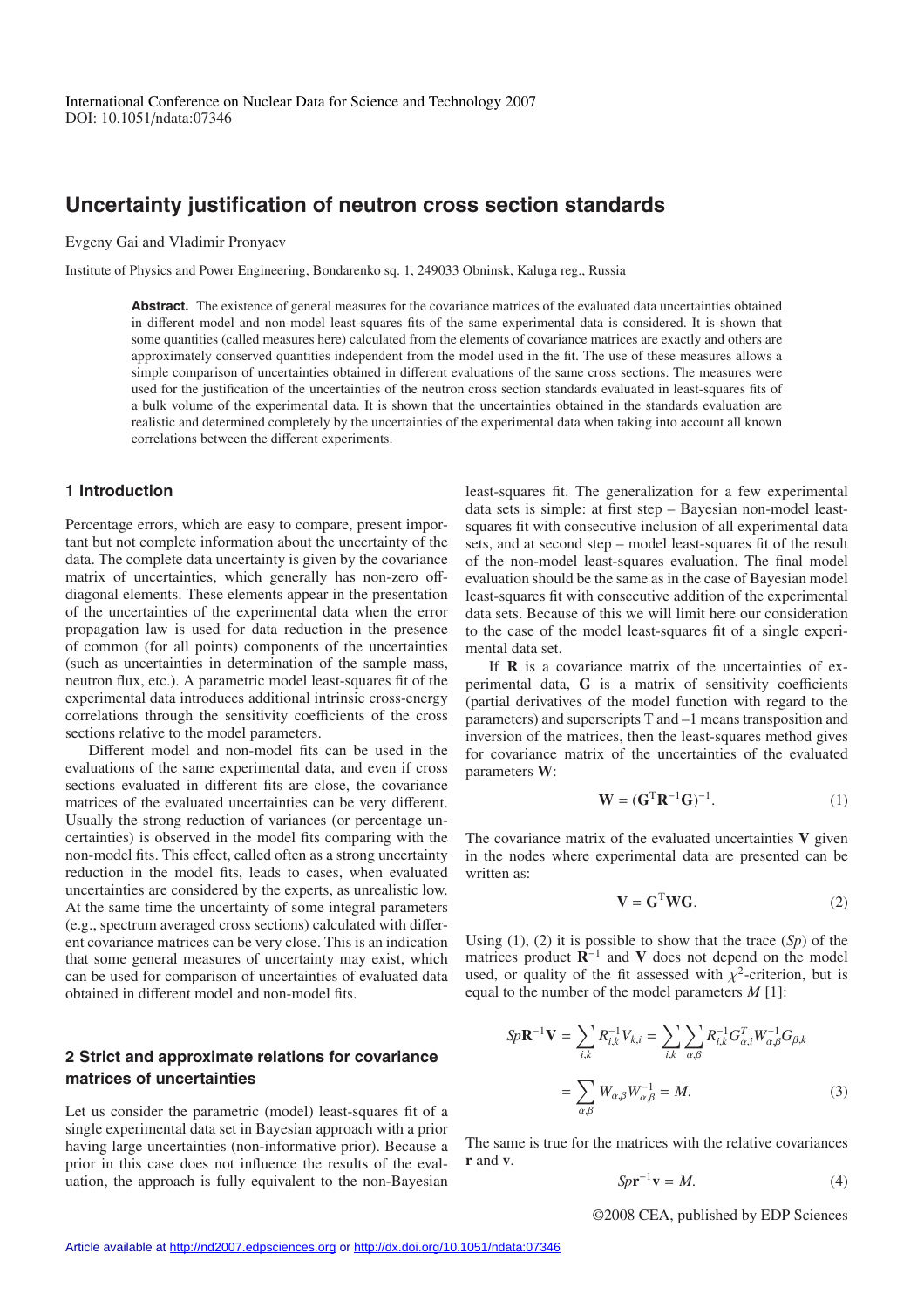International Conference on Nuclear Data for Science and Technology 2007
DOI: 10.1051/ndata:07346

# Uncertainty justification of neutron cross section standards

Evgeny Gai and Vladimir Pronyaev

Institute of Physics and Power Engineering, Bondarenko sq. 1, 249033 Obninsk, Kaluga reg., Russia

**Abstract.** The existence of general measures for the covariance matrices of the evaluated data uncertainties obtained in different model and non-model least-squares fits of the same experimental data is considered. It is shown that some quantities (called measures here) calculated from the elements of covariance matrices are exactly and others are approximately conserved quantities independent from the model used in the fit. The use of these measures allows a simple comparison of uncertainties obtained in different evaluations of the same cross sections. The measures were used for the justification of the uncertainties of the neutron cross section standards evaluated in least-squares fits of a bulk volume of the experimental data. It is shown that the uncertainties obtained in the standards evaluation are realistic and determined completely by the uncertainties of the experimental data when taking into account all known correlations between the different experiments.

## 1 Introduction

Percentage errors, which are easy to compare, present important but not complete information about the uncertainty of the data. The complete data uncertainty is given by the covariance matrix of uncertainties, which generally has non-zero off-diagonal elements. These elements appear in the presentation of the uncertainties of the experimental data when the error propagation law is used for data reduction in the presence of common (for all points) components of the uncertainties (such as uncertainties in determination of the sample mass, neutron flux, etc.). A parametric model least-squares fit of the experimental data introduces additional intrinsic cross-energy correlations through the sensitivity coefficients of the cross sections relative to the model parameters.

Different model and non-model fits can be used in the evaluations of the same experimental data, and even if cross sections evaluated in different fits are close, the covariance matrices of the evaluated uncertainties can be very different. Usually the strong reduction of variances (or percentage uncertainties) is observed in the model fits comparing with the non-model fits. This effect, called often as a strong uncertainty reduction in the model fits, leads to cases, when evaluated uncertainties are considered by the experts, as unrealistic low. At the same time the uncertainty of some integral parameters (e.g., spectrum averaged cross sections) calculated with different covariance matrices can be very close. This is an indication that some general measures of uncertainty may exist, which can be used for comparison of uncertainties of evaluated data obtained in different model and non-model fits.

## 2 Strict and approximate relations for covariance matrices of uncertainties

Let us consider the parametric (model) least-squares fit of a single experimental data set in Bayesian approach with a prior having large uncertainties (non-informative prior). Because a prior in this case does not influence the results of the evaluation, the approach is fully equivalent to the non-Bayesian least-squares fit. The generalization for a few experimental data sets is simple: at first step – Bayesian non-model least-squares fit with consecutive inclusion of all experimental data sets, and at second step – model least-squares fit of the result of the non-model least-squares evaluation. The final model evaluation should be the same as in the case of Bayesian model least-squares fit with consecutive addition of the experimental data sets. Because of this we will limit here our consideration to the case of the model least-squares fit of a single experimental data set.

If **R** is a covariance matrix of the uncertainties of experimental data, **G** is a matrix of sensitivity coefficients (partial derivatives of the model function with regard to the parameters) and superscripts T and –1 means transposition and inversion of the matrices, then the least-squares method gives for covariance matrix of the uncertainties of the evaluated parameters **W**:

$$\mathbf{W} = (\mathbf{G}^{\mathrm{T}}\mathbf{R}^{-1}\mathbf{G})^{-1}. \tag{1}$$

The covariance matrix of the evaluated uncertainties **V** given in the nodes where experimental data are presented can be written as:

$$\mathbf{V} = \mathbf{G}^{\mathrm{T}}\mathbf{W}\mathbf{G}. \tag{2}$$

Using (1), (2) it is possible to show that the trace ($Sp$) of the matrices product $\mathbf{R}^{-1}$ and **V** does not depend on the model used, or quality of the fit assessed with $\chi^2$-criterion, but is equal to the number of the model parameters $M$ [1]:

$$Sp\mathbf{R}^{-1}\mathbf{V} = \sum_{i,k} R^{-1}_{i,k}V_{k,i} = \sum_{i,k}\sum_{\alpha,\beta} R^{-1}_{i,k}G^{T}_{\alpha,i}W^{-1}_{\alpha\beta}G_{\beta,k}$$

$$= \sum_{\alpha,\beta} W_{\alpha,\beta}W^{-1}_{\alpha,\beta} = M. \tag{3}$$

The same is true for the matrices with the relative covariances **r** and **v**.

$$Sp\mathbf{r}^{-1}\mathbf{v} = M. \tag{4}$$

©2008 CEA, published by EDP Sciences

Article available at http://nd2007.edpsciences.org or http://dx.doi.org/10.1051/ndata:07346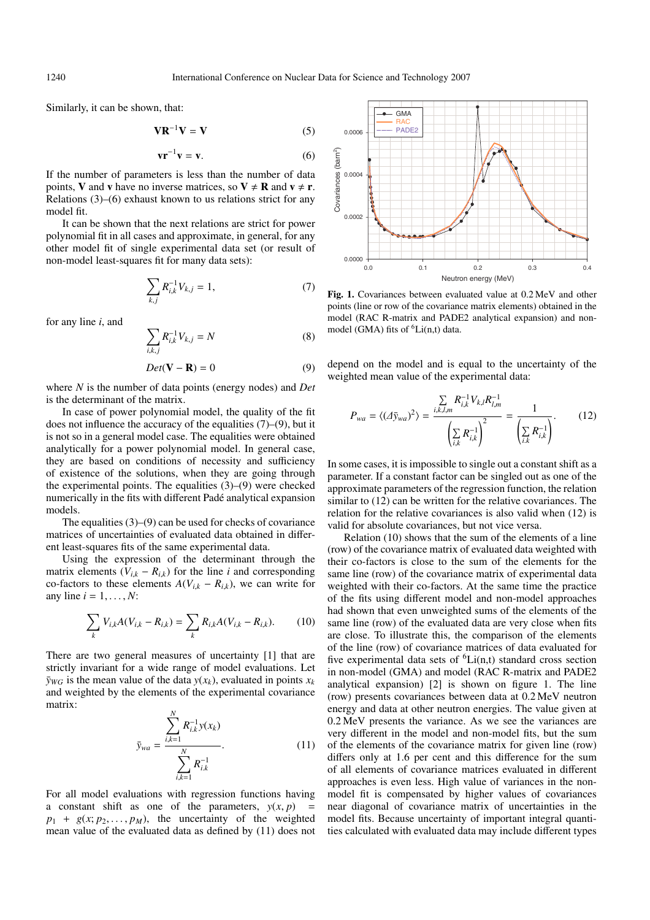Similarly, it can be shown, that:

$$\mathbf{V}\mathbf{R}^{-1}\mathbf{V} = \mathbf{V} \tag{5}$$

$$\mathbf{v}\mathbf{r}^{-1}\mathbf{v} = \mathbf{v}. \tag{6}$$

If the number of parameters is less than the number of data points, $\mathbf{V}$ and $\mathbf{v}$ have no inverse matrices, so $\mathbf{V} \neq \mathbf{R}$ and $\mathbf{v} \neq \mathbf{r}$. Relations (3)–(6) exhaust known to us relations strict for any model fit.

It can be shown that the next relations are strict for power polynomial fit in all cases and approximate, in general, for any other model fit of single experimental data set (or result of non-model least-squares fit for many data sets):

$$\sum_{k,j} R^{-1}_{i,k} V_{k,j} = 1, \tag{7}$$

for any line $i$, and

$$\sum_{i,k,j} R^{-1}_{i,k} V_{k,j} = N \tag{8}$$

$$Det(\mathbf{V} - \mathbf{R}) = 0 \tag{9}$$

where $N$ is the number of data points (energy nodes) and $Det$ is the determinant of the matrix.

In case of power polynomial model, the quality of the fit does not influence the accuracy of the equalities (7)–(9), but it is not so in a general model case. The equalities were obtained analytically for a power polynomial model. In general case, they are based on conditions of necessity and sufficiency of existence of the solutions, when they are going through the experimental points. The equalities (3)–(9) were checked numerically in the fits with different Padé analytical expansion models.

The equalities (3)–(9) can be used for checks of covariance matrices of uncertainties of evaluated data obtained in different least-squares fits of the same experimental data.

Using the expression of the determinant through the matrix elements $(V_{i,k} - R_{i,k})$ for the line $i$ and corresponding co-factors to these elements $A(V_{i,k} - R_{i,k})$, we can write for any line $i = 1, \ldots, N$:

$$\sum_k V_{i,k} A(V_{i,k} - R_{i,k}) = \sum_k R_{i,k} A(V_{i,k} - R_{i,k}). \tag{10}$$

There are two general measures of uncertainty [1] that are strictly invariant for a wide range of model evaluations. Let $\bar{y}_{WG}$ is the mean value of the data $y(x_k)$, evaluated in points $x_k$ and weighted by the elements of the experimental covariance matrix:

$$\bar{y}_{wa} = \frac{\sum_{i,k=1}^{N} R^{-1}_{i,k} y(x_k)}{\sum_{i,k=1}^{N} R^{-1}_{i,k}}. \tag{11}$$

For all model evaluations with regression functions having a constant shift as one of the parameters, $y(x,p) = p_1 + g(x; p_2, \ldots, p_M)$, the uncertainty of the weighted mean value of the evaluated data as defined by (11) does not depend on the model and is equal to the uncertainty of the weighted mean value of the experimental data:

$$P_{wa} = \langle (\Delta \bar{y}_{wa})^2 \rangle = \frac{\sum_{i,k,l,m} R^{-1}_{i,k} V_{k,l} R^{-1}_{l,m}}{\left( \sum_{i,k} R^{-1}_{i,k} \right)^2} = \frac{1}{\left( \sum_{i,k} R^{-1}_{i,k} \right)}. \tag{12}$$

In some cases, it is impossible to single out a constant shift as a parameter. If a constant factor can be singled out as one of the approximate parameters of the regression function, the relation similar to (12) can be written for the relative covariances. The relation for the relative covariances is also valid when (12) is valid for absolute covariances, but not vice versa.

Relation (10) shows that the sum of the elements of a line (row) of the covariance matrix of evaluated data weighted with their co-factors is close to the sum of the elements for the same line (row) of the covariance matrix of experimental data weighted with their co-factors. At the same time the practice of the fits using different model and non-model approaches had shown that even unweighted sums of the elements of the same line (row) of the evaluated data are very close when fits are close. To illustrate this, the comparison of the elements of the line (row) of covariance matrices of data evaluated for five experimental data sets of $^6$Li(n,t) standard cross section in non-model (GMA) and model (RAC R-matrix and PADE2 analytical expansion) [2] is shown on figure 1. The line (row) presents covariances between data at 0.2 MeV neutron energy and data at other neutron energies. The value given at 0.2 MeV presents the variance. As we see the variances are very different in the model and non-model fits, but the sum of the elements of the covariance matrix for given line (row) differs only at 1.6 per cent and this difference for the sum of all elements of covariance matrices evaluated in different approaches is even less. High value of variances in the non-model fit is compensated by higher values of covariances near diagonal of covariance matrix of uncertainties in the model fits. Because uncertainty of important integral quantities calculated with evaluated data may include different types

**Fig. 1.** Covariances between evaluated value at 0.2 MeV and other points (line or row of the covariance matrix elements) obtained in the model (RAC R-matrix and PADE2 analytical expansion) and non-model (GMA) fits of $^6$Li(n,t) data.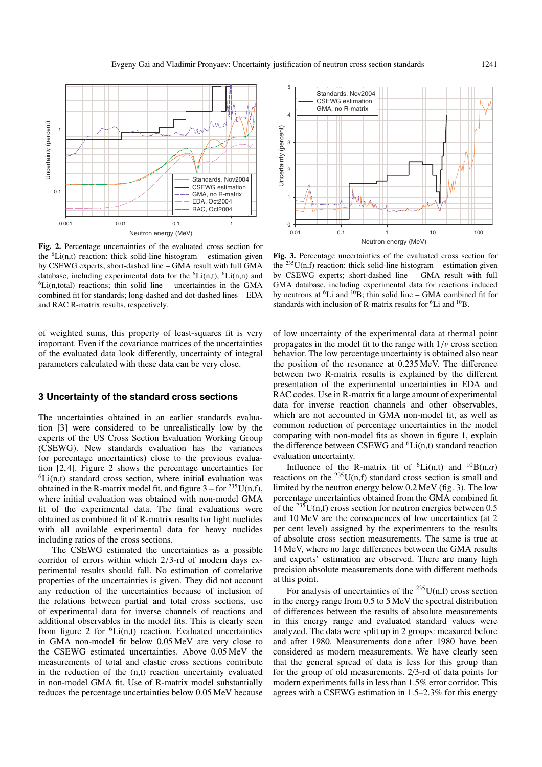**Fig. 2.** Percentage uncertainties of the evaluated cross section for the $^6$Li(n,t) reaction: thick solid-line histogram – estimation given by CSEWG experts; short-dashed line – GMA result with full GMA database, including experimental data for the $^6$Li(n,t), $^6$Li(n,n) and $^6$Li(n,total) reactions; thin solid line – uncertainties in the GMA combined fit for standards; long-dashed and dot-dashed lines – EDA and RAC R-matrix results, respectively.

**Fig. 3.** Percentage uncertainties of the evaluated cross section for the $^{235}$U(n,f) reaction: thick solid-line histogram – estimation given by CSEWG experts; short-dashed line – GMA result with full GMA database, including experimental data for reactions induced by neutrons at $^6$Li and $^{10}$B; thin solid line – GMA combined fit for standards with inclusion of R-matrix results for $^6$Li and $^{10}$B.

of weighted sums, this property of least-squares fit is very important. Even if the covariance matrices of the uncertainties of the evaluated data look differently, uncertainty of integral parameters calculated with these data can be very close.

## 3 Uncertainty of the standard cross sections

The uncertainties obtained in an earlier standards evaluation [3] were considered to be unrealistically low by the experts of the US Cross Section Evaluation Working Group (CSEWG). New standards evaluation has the variances (or percentage uncertainties) close to the previous evaluation [2,4]. Figure 2 shows the percentage uncertainties for $^6$Li(n,t) standard cross section, where initial evaluation was obtained in the R-matrix model fit, and figure 3 – for $^{235}$U(n,f), where initial evaluation was obtained with non-model GMA fit of the experimental data. The final evaluations were obtained as combined fit of R-matrix results for light nuclides with all available experimental data for heavy nuclides including ratios of the cross sections.

The CSEWG estimated the uncertainties as a possible corridor of errors within which 2/3-rd of modern days experimental results should fall. No estimation of correlative properties of the uncertainties is given. They did not account any reduction of the uncertainties because of inclusion of the relations between partial and total cross sections, use of experimental data for inverse channels of reactions and additional observables in the model fits. This is clearly seen from figure 2 for $^6$Li(n,t) reaction. Evaluated uncertainties in GMA non-model fit below 0.05 MeV are very close to the CSEWG estimated uncertainties. Above 0.05 MeV the measurements of total and elastic cross sections contribute in the reduction of the (n,t) reaction uncertainty evaluated in non-model GMA fit. Use of R-matrix model substantially reduces the percentage uncertainties below 0.05 MeV because of low uncertainty of the experimental data at thermal point propagates in the model fit to the range with $1/v$ cross section behavior. The low percentage uncertainty is obtained also near the position of the resonance at 0.235 MeV. The difference between two R-matrix results is explained by the different presentation of the experimental uncertainties in EDA and RAC codes. Use in R-matrix fit a large amount of experimental data for inverse reaction channels and other observables, which are not accounted in GMA non-model fit, as well as common reduction of percentage uncertainties in the model comparing with non-model fits as shown in figure 1, explain the difference between CSEWG and $^6$Li(n,t) standard reaction evaluation uncertainty.

Influence of the R-matrix fit of $^6$Li(n,t) and $^{10}$B(n,$\alpha$) reactions on the $^{235}$U(n,f) standard cross section is small and limited by the neutron energy below 0.2 MeV (fig. 3). The low percentage uncertainties obtained from the GMA combined fit of the $^{235}$U(n,f) cross section for neutron energies between 0.5 and 10 MeV are the consequences of low uncertainties (at 2 per cent level) assigned by the experimenters to the results of absolute cross section measurements. The same is true at 14 MeV, where no large differences between the GMA results and experts' estimation are observed. There are many high precision absolute measurements done with different methods at this point.

For analysis of uncertainties of the $^{235}$U(n,f) cross section in the energy range from 0.5 to 5 MeV the spectral distribution of differences between the results of absolute measurements in this energy range and evaluated standard values were analyzed. The data were split up in 2 groups: measured before and after 1980. Measurements done after 1980 have been considered as modern measurements. We have clearly seen that the general spread of data is less for this group than for the group of old measurements. 2/3-rd of data points for modern experiments falls in less than 1.5% error corridor. This agrees with a CSEWG estimation in 1.5–2.3% for this energy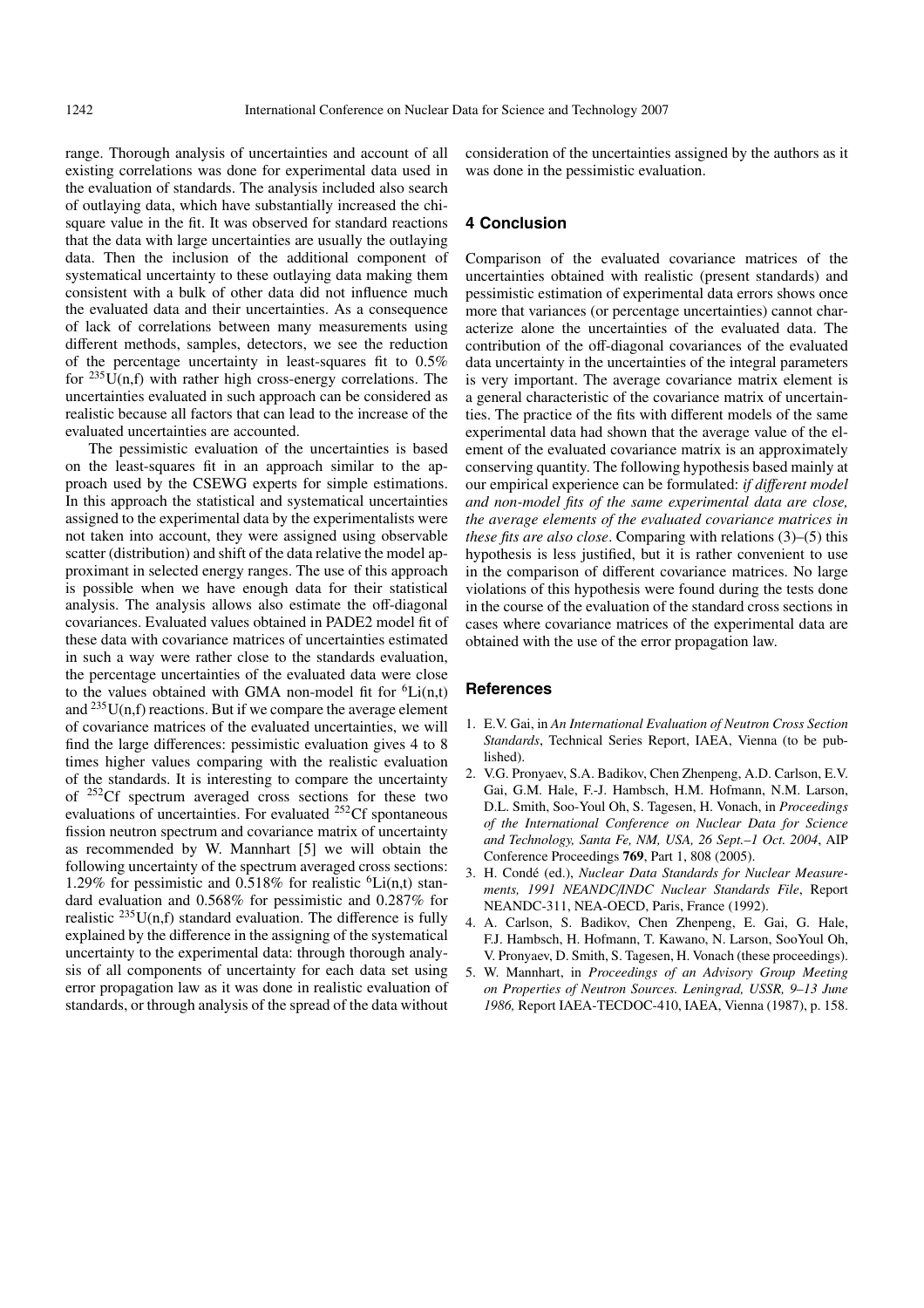range. Thorough analysis of uncertainties and account of all existing correlations was done for experimental data used in the evaluation of standards. The analysis included also search of outlaying data, which have substantially increased the chi-square value in the fit. It was observed for standard reactions that the data with large uncertainties are usually the outlaying data. Then the inclusion of the additional component of systematical uncertainty to these outlaying data making them consistent with a bulk of other data did not influence much the evaluated data and their uncertainties. As a consequence of lack of correlations between many measurements using different methods, samples, detectors, we see the reduction of the percentage uncertainty in least-squares fit to 0.5% for $^{235}$U(n,f) with rather high cross-energy correlations. The uncertainties evaluated in such approach can be considered as realistic because all factors that can lead to the increase of the evaluated uncertainties are accounted.

The pessimistic evaluation of the uncertainties is based on the least-squares fit in an approach similar to the approach used by the CSEWG experts for simple estimations. In this approach the statistical and systematical uncertainties assigned to the experimental data by the experimentalists were not taken into account, they were assigned using observable scatter (distribution) and shift of the data relative the model approximant in selected energy ranges. The use of this approach is possible when we have enough data for their statistical analysis. The analysis allows also estimate the off-diagonal covariances. Evaluated values obtained in PADE2 model fit of these data with covariance matrices of uncertainties estimated in such a way were rather close to the standards evaluation, the percentage uncertainties of the evaluated data were close to the values obtained with GMA non-model fit for $^{6}$Li(n,t) and $^{235}$U(n,f) reactions. But if we compare the average element of covariance matrices of the evaluated uncertainties, we will find the large differences: pessimistic evaluation gives 4 to 8 times higher values comparing with the realistic evaluation of the standards. It is interesting to compare the uncertainty of $^{252}$Cf spectrum averaged cross sections for these two evaluations of uncertainties. For evaluated $^{252}$Cf spontaneous fission neutron spectrum and covariance matrix of uncertainty as recommended by W. Mannhart [5] we will obtain the following uncertainty of the spectrum averaged cross sections: 1.29% for pessimistic and 0.518% for realistic $^{6}$Li(n,t) standard evaluation and 0.568% for pessimistic and 0.287% for realistic $^{235}$U(n,f) standard evaluation. The difference is fully explained by the difference in the assigning of the systematical uncertainty to the experimental data: through thorough analysis of all components of uncertainty for each data set using error propagation law as it was done in realistic evaluation of standards, or through analysis of the spread of the data without consideration of the uncertainties assigned by the authors as it was done in the pessimistic evaluation.

## 4 Conclusion

Comparison of the evaluated covariance matrices of the uncertainties obtained with realistic (present standards) and pessimistic estimation of experimental data errors shows once more that variances (or percentage uncertainties) cannot characterize alone the uncertainties of the evaluated data. The contribution of the off-diagonal covariances of the evaluated data uncertainty in the uncertainties of the integral parameters is very important. The average covariance matrix element is a general characteristic of the covariance matrix of uncertainties. The practice of the fits with different models of the same experimental data had shown that the average value of the element of the evaluated covariance matrix is an approximately conserving quantity. The following hypothesis based mainly at our empirical experience can be formulated: *if different model and non-model fits of the same experimental data are close, the average elements of the evaluated covariance matrices in these fits are also close*. Comparing with relations (3)–(5) this hypothesis is less justified, but it is rather convenient to use in the comparison of different covariance matrices. No large violations of this hypothesis were found during the tests done in the course of the evaluation of the standard cross sections in cases where covariance matrices of the experimental data are obtained with the use of the error propagation law.

## References

1. E.V. Gai, in *An International Evaluation of Neutron Cross Section Standards*, Technical Series Report, IAEA, Vienna (to be published).
2. V.G. Pronyaev, S.A. Badikov, Chen Zhenpeng, A.D. Carlson, E.V. Gai, G.M. Hale, F.-J. Hambsch, H.M. Hofmann, N.M. Larson, D.L. Smith, Soo-Youl Oh, S. Tagesen, H. Vonach, in *Proceedings of the International Conference on Nuclear Data for Science and Technology, Santa Fe, NM, USA, 26 Sept.–1 Oct. 2004*, AIP Conference Proceedings **769**, Part 1, 808 (2005).
3. H. Condé (ed.), *Nuclear Data Standards for Nuclear Measurements, 1991 NEANDC/INDC Nuclear Standards File*, Report NEANDC-311, NEA-OECD, Paris, France (1992).
4. A. Carlson, S. Badikov, Chen Zhenpeng, E. Gai, G. Hale, F.J. Hambsch, H. Hofmann, T. Kawano, N. Larson, SooYoul Oh, V. Pronyaev, D. Smith, S. Tagesen, H. Vonach (these proceedings).
5. W. Mannhart, in *Proceedings of an Advisory Group Meeting on Properties of Neutron Sources. Leningrad, USSR, 9–13 June 1986,* Report IAEA-TECDOC-410, IAEA, Vienna (1987), p. 158.